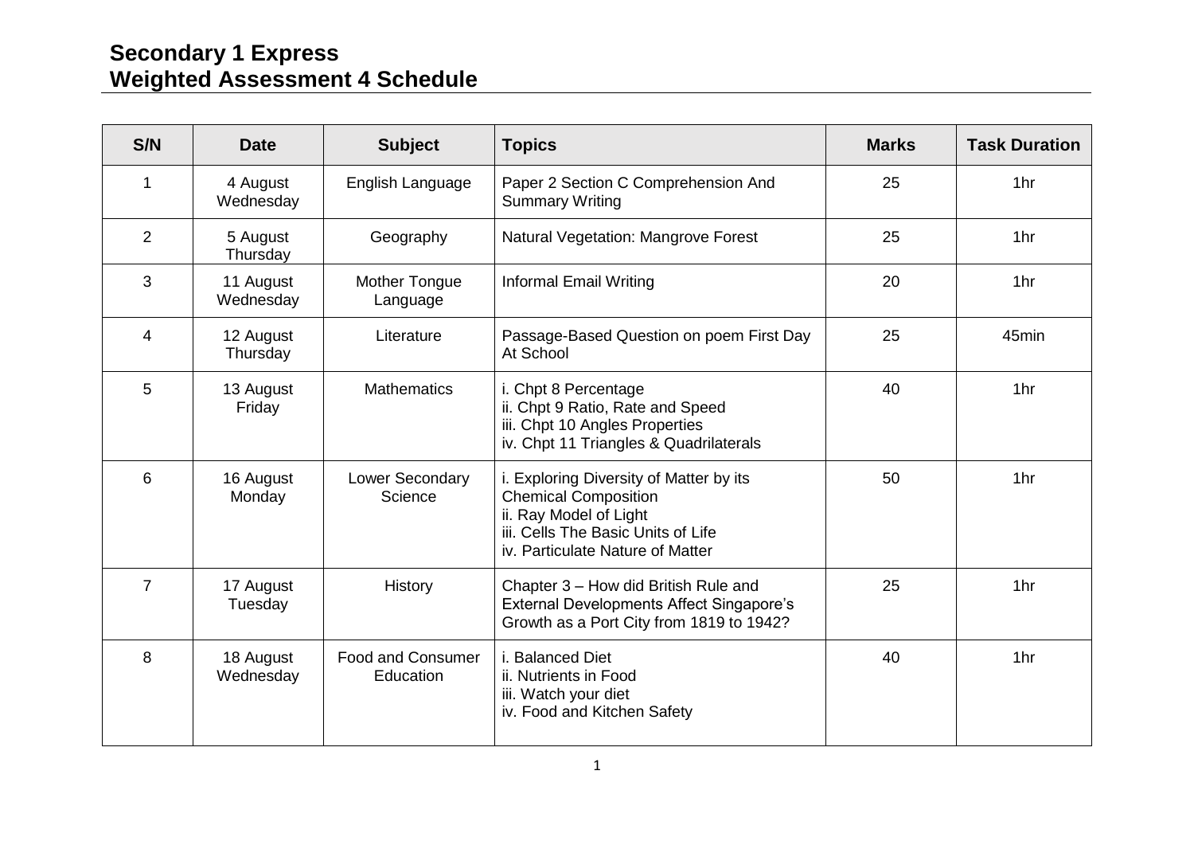# Secondary 1 Express
# Weighted Assessment 4 Schedule

| S/N | Date | Subject | Topics | Marks | Task Duration |
|---|---|---|---|---|---|
| 1 | 4 August Wednesday | English Language | Paper 2 Section C Comprehension And Summary Writing | 25 | 1hr |
| 2 | 5 August Thursday | Geography | Natural Vegetation: Mangrove Forest | 25 | 1hr |
| 3 | 11 August Wednesday | Mother Tongue Language | Informal Email Writing | 20 | 1hr |
| 4 | 12 August Thursday | Literature | Passage-Based Question on poem First Day At School | 25 | 45min |
| 5 | 13 August Friday | Mathematics | i. Chpt 8 Percentage<br>ii. Chpt 9 Ratio, Rate and Speed<br>iii. Chpt 10 Angles Properties<br>iv. Chpt 11 Triangles & Quadrilaterals | 40 | 1hr |
| 6 | 16 August Monday | Lower Secondary Science | i. Exploring Diversity of Matter by its Chemical Composition<br>ii. Ray Model of Light<br>iii. Cells The Basic Units of Life<br>iv. Particulate Nature of Matter | 50 | 1hr |
| 7 | 17 August Tuesday | History | Chapter 3 – How did British Rule and External Developments Affect Singapore's Growth as a Port City from 1819 to 1942? | 25 | 1hr |
| 8 | 18 August Wednesday | Food and Consumer Education | i. Balanced Diet<br>ii. Nutrients in Food<br>iii. Watch your diet<br>iv. Food and Kitchen Safety | 40 | 1hr |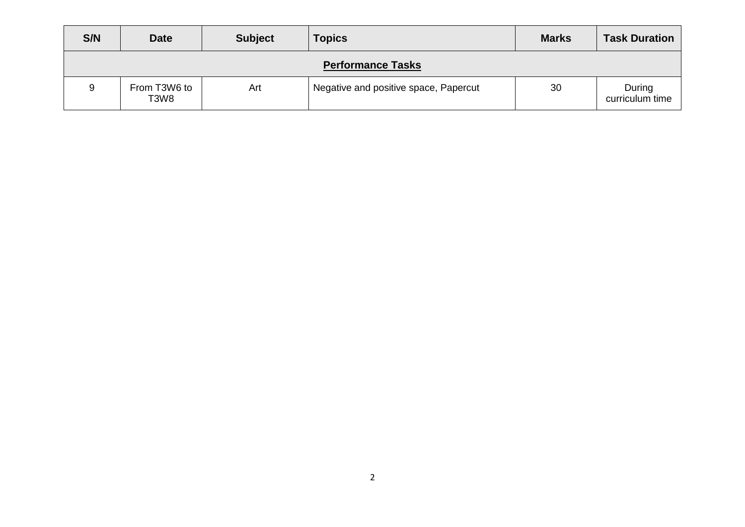| S/N | Date | Subject | Topics | Marks | Task Duration |
| --- | --- | --- | --- | --- | --- |
| **Performance Tasks** | | | | | |
| 9 | From T3W6 to T3W8 | Art | Negative and positive space, Papercut | 30 | During curriculum time |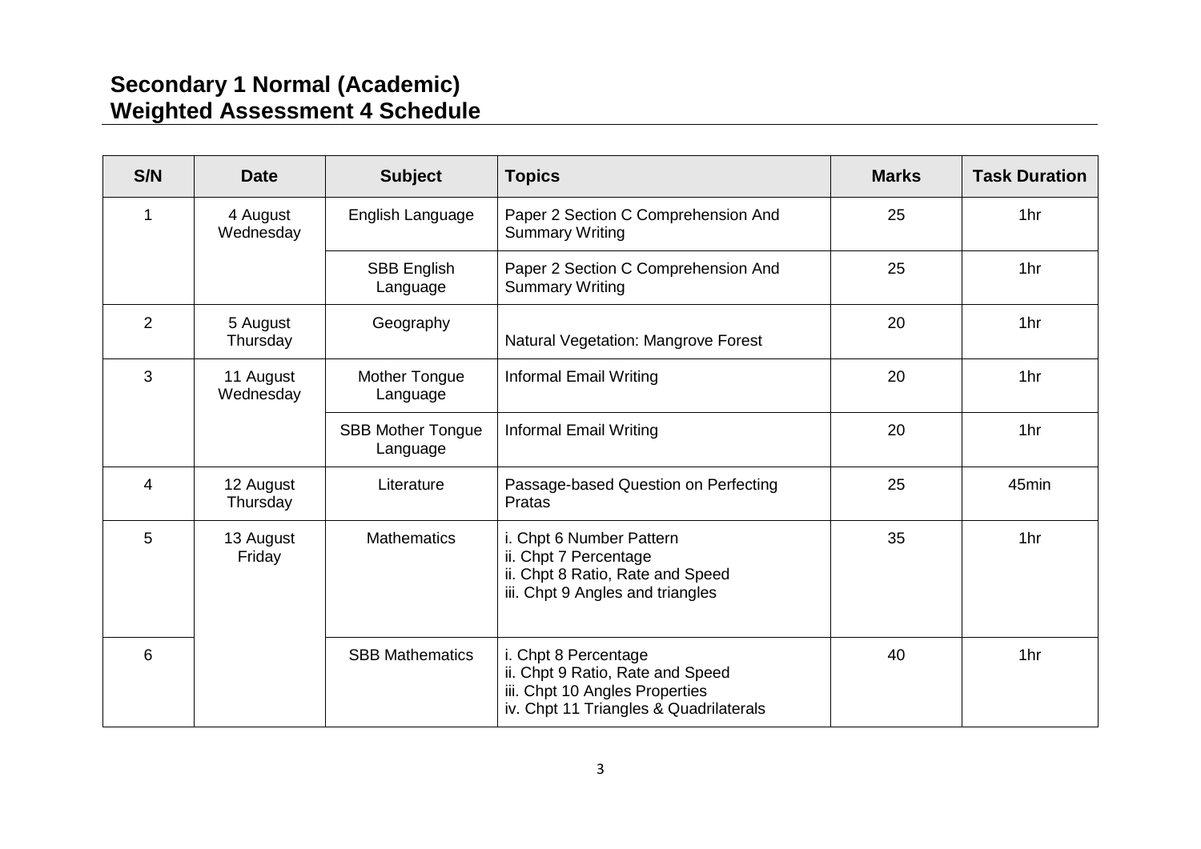# Secondary 1 Normal (Academic) Weighted Assessment 4 Schedule

| S/N | Date | Subject | Topics | Marks | Task Duration |
|---|---|---|---|---|---|
| 1 | 4 August Wednesday | English Language | Paper 2 Section C Comprehension And Summary Writing | 25 | 1hr |
| | | SBB English Language | Paper 2 Section C Comprehension And Summary Writing | 25 | 1hr |
| 2 | 5 August Thursday | Geography | Natural Vegetation: Mangrove Forest | 20 | 1hr |
| 3 | 11 August Wednesday | Mother Tongue Language | Informal Email Writing | 20 | 1hr |
| | | SBB Mother Tongue Language | Informal Email Writing | 20 | 1hr |
| 4 | 12 August Thursday | Literature | Passage-based Question on Perfecting Pratas | 25 | 45min |
| 5 | 13 August Friday | Mathematics | i. Chpt 6 Number Pattern<br>ii. Chpt 7 Percentage<br>ii. Chpt 8 Ratio, Rate and Speed<br>iii. Chpt 9 Angles and triangles | 35 | 1hr |
| 6 | | SBB Mathematics | i. Chpt 8 Percentage<br>ii. Chpt 9 Ratio, Rate and Speed<br>iii. Chpt 10 Angles Properties<br>iv. Chpt 11 Triangles & Quadrilaterals | 40 | 1hr |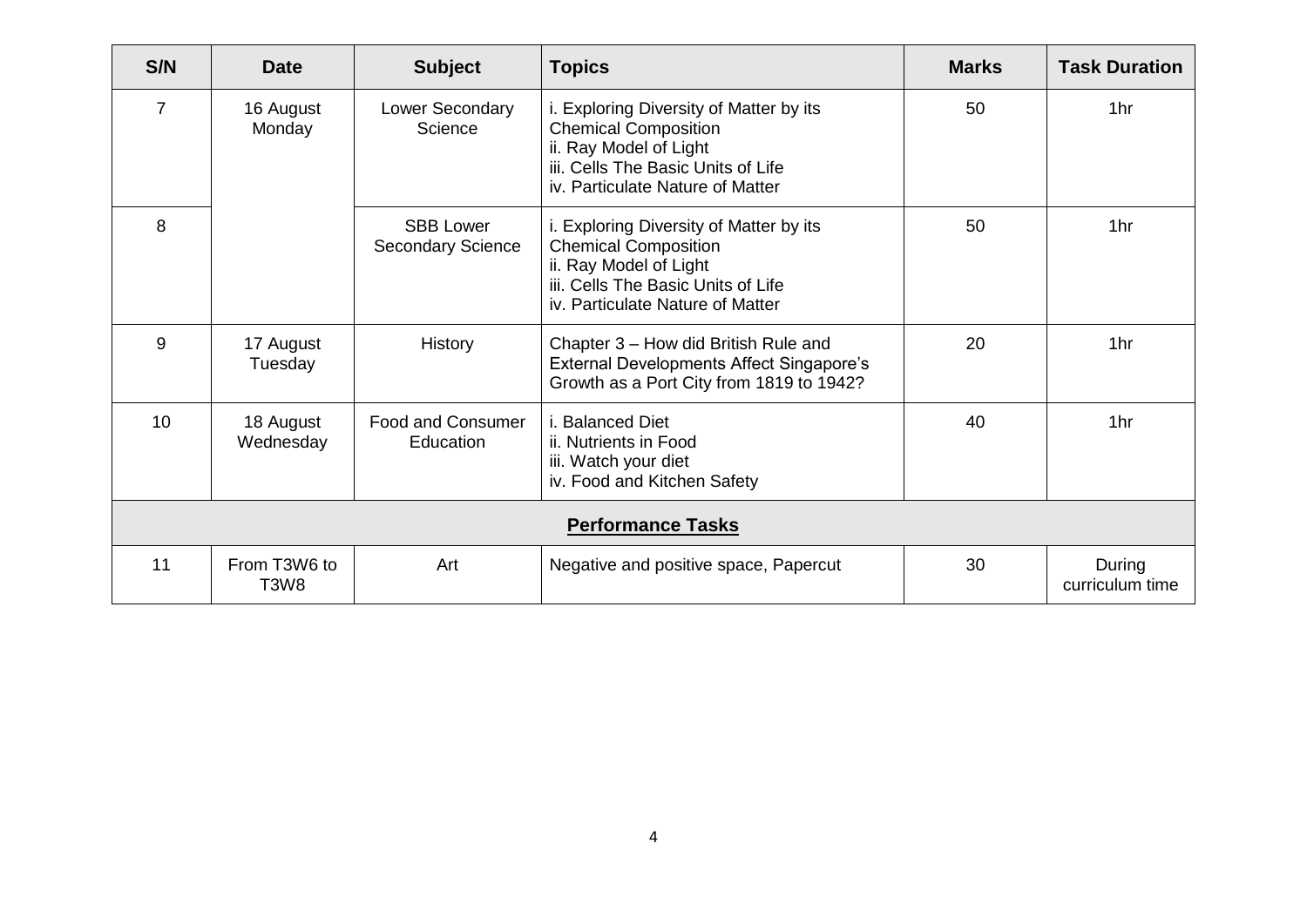| S/N | Date | Subject | Topics | Marks | Task Duration |
|---|---|---|---|---|---|
| 7 | 16 August Monday | Lower Secondary Science | i. Exploring Diversity of Matter by its Chemical Composition<br>ii. Ray Model of Light<br>iii. Cells The Basic Units of Life<br>iv. Particulate Nature of Matter | 50 | 1hr |
| 8 | | SBB Lower Secondary Science | i. Exploring Diversity of Matter by its Chemical Composition<br>ii. Ray Model of Light<br>iii. Cells The Basic Units of Life<br>iv. Particulate Nature of Matter | 50 | 1hr |
| 9 | 17 August Tuesday | History | Chapter 3 – How did British Rule and External Developments Affect Singapore's Growth as a Port City from 1819 to 1942? | 20 | 1hr |
| 10 | 18 August Wednesday | Food and Consumer Education | i. Balanced Diet<br>ii. Nutrients in Food<br>iii. Watch your diet<br>iv. Food and Kitchen Safety | 40 | 1hr |
| **Performance Tasks** | | | | | |
| 11 | From T3W6 to T3W8 | Art | Negative and positive space, Papercut | 30 | During curriculum time |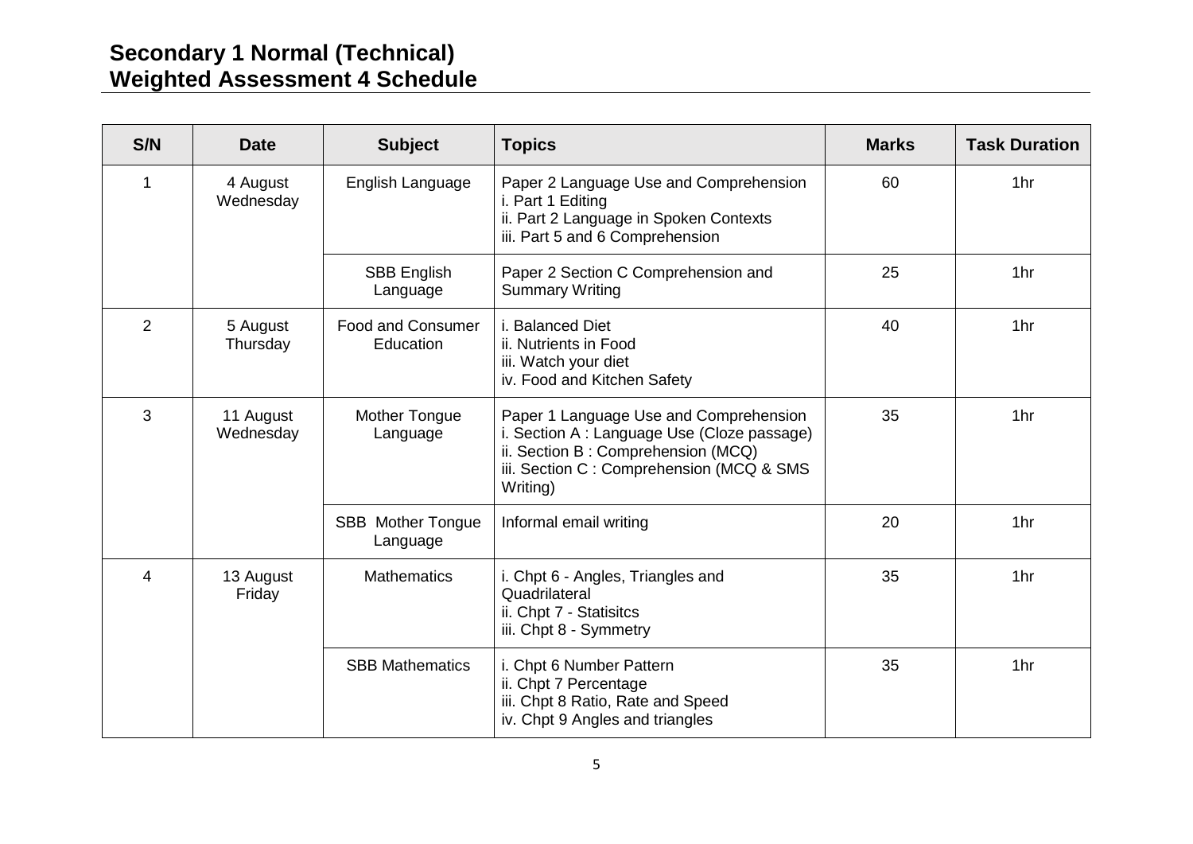# Secondary 1 Normal (Technical)
# Weighted Assessment 4 Schedule

| S/N | Date | Subject | Topics | Marks | Task Duration |
|---|---|---|---|---|---|
| 1 | 4 August Wednesday | English Language | Paper 2 Language Use and Comprehension<br>i. Part 1 Editing<br>ii. Part 2 Language in Spoken Contexts<br>iii. Part 5 and 6 Comprehension | 60 | 1hr |
| | | SBB English Language | Paper 2 Section C Comprehension and Summary Writing | 25 | 1hr |
| 2 | 5 August Thursday | Food and Consumer Education | i. Balanced Diet<br>ii. Nutrients in Food<br>iii. Watch your diet<br>iv. Food and Kitchen Safety | 40 | 1hr |
| 3 | 11 August Wednesday | Mother Tongue Language | Paper 1 Language Use and Comprehension<br>i. Section A : Language Use (Cloze passage)<br>ii. Section B : Comprehension (MCQ)<br>iii. Section C : Comprehension (MCQ & SMS Writing) | 35 | 1hr |
| | | SBB Mother Tongue Language | Informal email writing | 20 | 1hr |
| 4 | 13 August Friday | Mathematics | i. Chpt 6 - Angles, Triangles and Quadrilateral<br>ii. Chpt 7 - Statisitcs<br>iii. Chpt 8 - Symmetry | 35 | 1hr |
| | | SBB Mathematics | i. Chpt 6 Number Pattern<br>ii. Chpt 7 Percentage<br>iii. Chpt 8 Ratio, Rate and Speed<br>iv. Chpt 9 Angles and triangles | 35 | 1hr |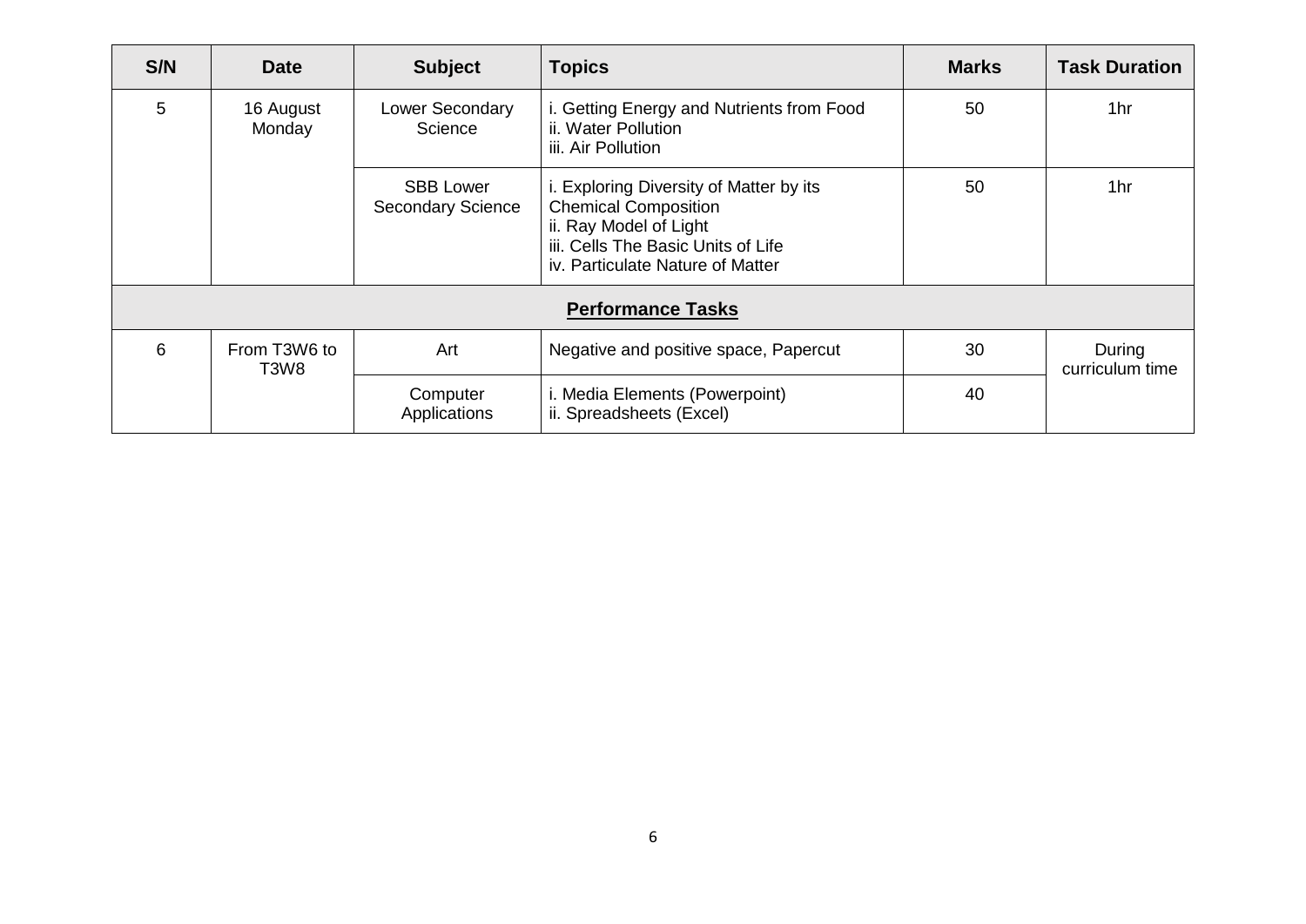| S/N | Date | Subject | Topics | Marks | Task Duration |
|---|---|---|---|---|---|
| 5 | 16 August Monday | Lower Secondary Science | i. Getting Energy and Nutrients from Food<br>ii. Water Pollution<br>iii. Air Pollution | 50 | 1hr |
| | | SBB Lower Secondary Science | i. Exploring Diversity of Matter by its Chemical Composition<br>ii. Ray Model of Light<br>iii. Cells The Basic Units of Life<br>iv. Particulate Nature of Matter | 50 | 1hr |
| **Performance Tasks** | | | | | |
| 6 | From T3W6 to T3W8 | Art | Negative and positive space, Papercut | 30 | During curriculum time |
| | | Computer Applications | i. Media Elements (Powerpoint)<br>ii. Spreadsheets (Excel) | 40 | |